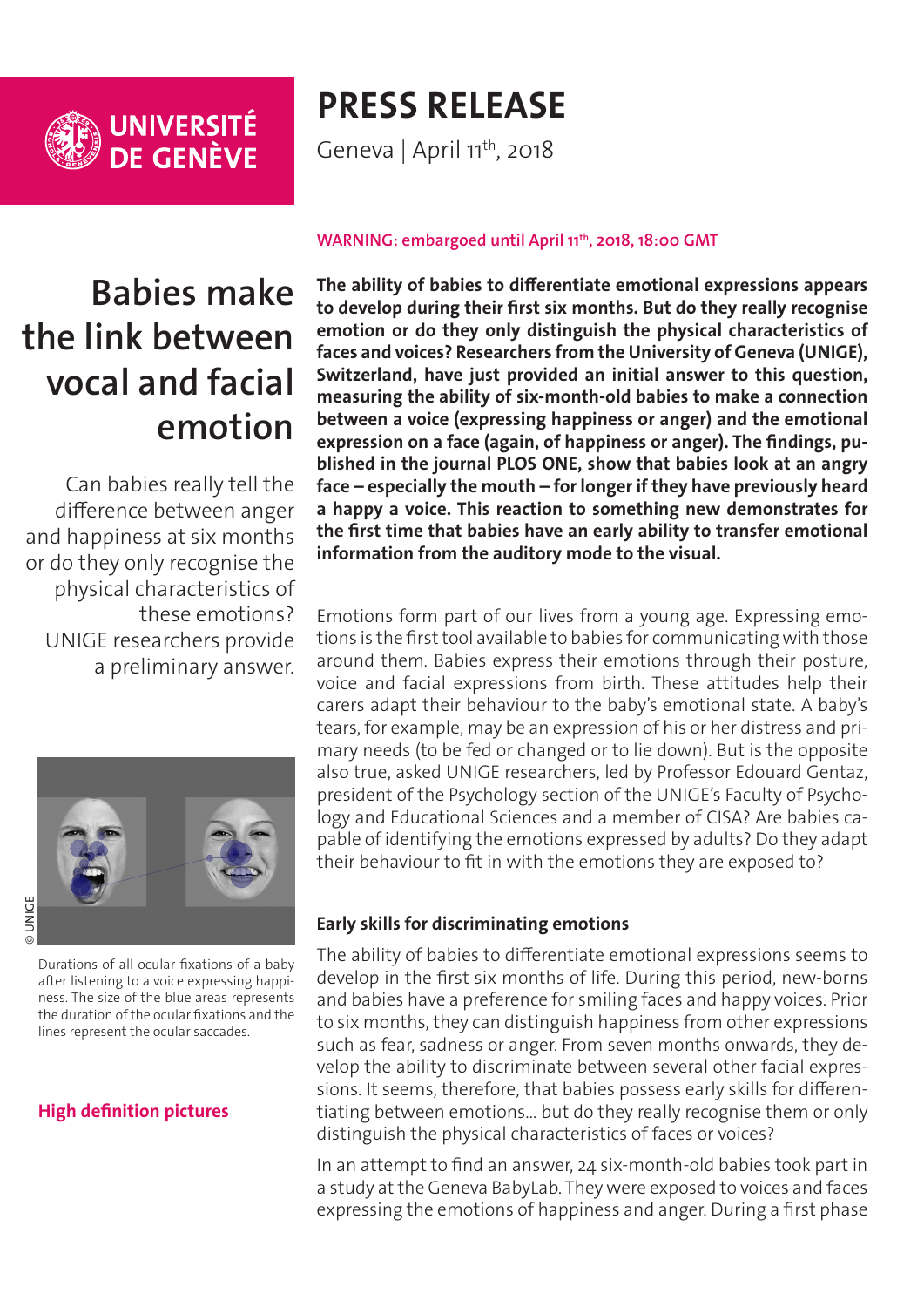# PRESS RELEASE

Geneva | April 11th, 2018

**WARNING: embargoed until April 11th, 2018, 18:00 GMT**

## Babies make the link between vocal and facial emotion

Can babies really tell the difference between anger and happiness at six months or do they only recognise the physical characteristics of these emotions? UNIGE researchers provide a preliminary answer.

© UNIGE

Durations of all ocular fixations of a baby after listening to a voice expressing happiness. The size of the blue areas represents the duration of the ocular fixations and the lines represent the ocular saccades.

**High definition pictures**

**The ability of babies to differentiate emotional expressions appears to develop during their first six months. But do they really recognise emotion or do they only distinguish the physical characteristics of faces and voices? Researchers from the University of Geneva (UNIGE), Switzerland, have just provided an initial answer to this question, measuring the ability of six-month-old babies to make a connection between a voice (expressing happiness or anger) and the emotional expression on a face (again, of happiness or anger). The findings, published in the journal PLOS ONE, show that babies look at an angry face – especially the mouth – for longer if they have previously heard a happy a voice. This reaction to something new demonstrates for the first time that babies have an early ability to transfer emotional information from the auditory mode to the visual.**

Emotions form part of our lives from a young age. Expressing emotions is the first tool available to babies for communicating with those around them. Babies express their emotions through their posture, voice and facial expressions from birth. These attitudes help their carers adapt their behaviour to the baby's emotional state. A baby's tears, for example, may be an expression of his or her distress and primary needs (to be fed or changed or to lie down). But is the opposite also true, asked UNIGE researchers, led by Professor Edouard Gentaz, president of the Psychology section of the UNIGE's Faculty of Psychology and Educational Sciences and a member of CISA? Are babies capable of identifying the emotions expressed by adults? Do they adapt their behaviour to fit in with the emotions they are exposed to?

### Early skills for discriminating emotions

The ability of babies to differentiate emotional expressions seems to develop in the first six months of life. During this period, new-borns and babies have a preference for smiling faces and happy voices. Prior to six months, they can distinguish happiness from other expressions such as fear, sadness or anger. From seven months onwards, they develop the ability to discriminate between several other facial expressions. It seems, therefore, that babies possess early skills for differentiating between emotions... but do they really recognise them or only distinguish the physical characteristics of faces or voices?

In an attempt to find an answer, 24 six-month-old babies took part in a study at the Geneva BabyLab. They were exposed to voices and faces expressing the emotions of happiness and anger. During a first phase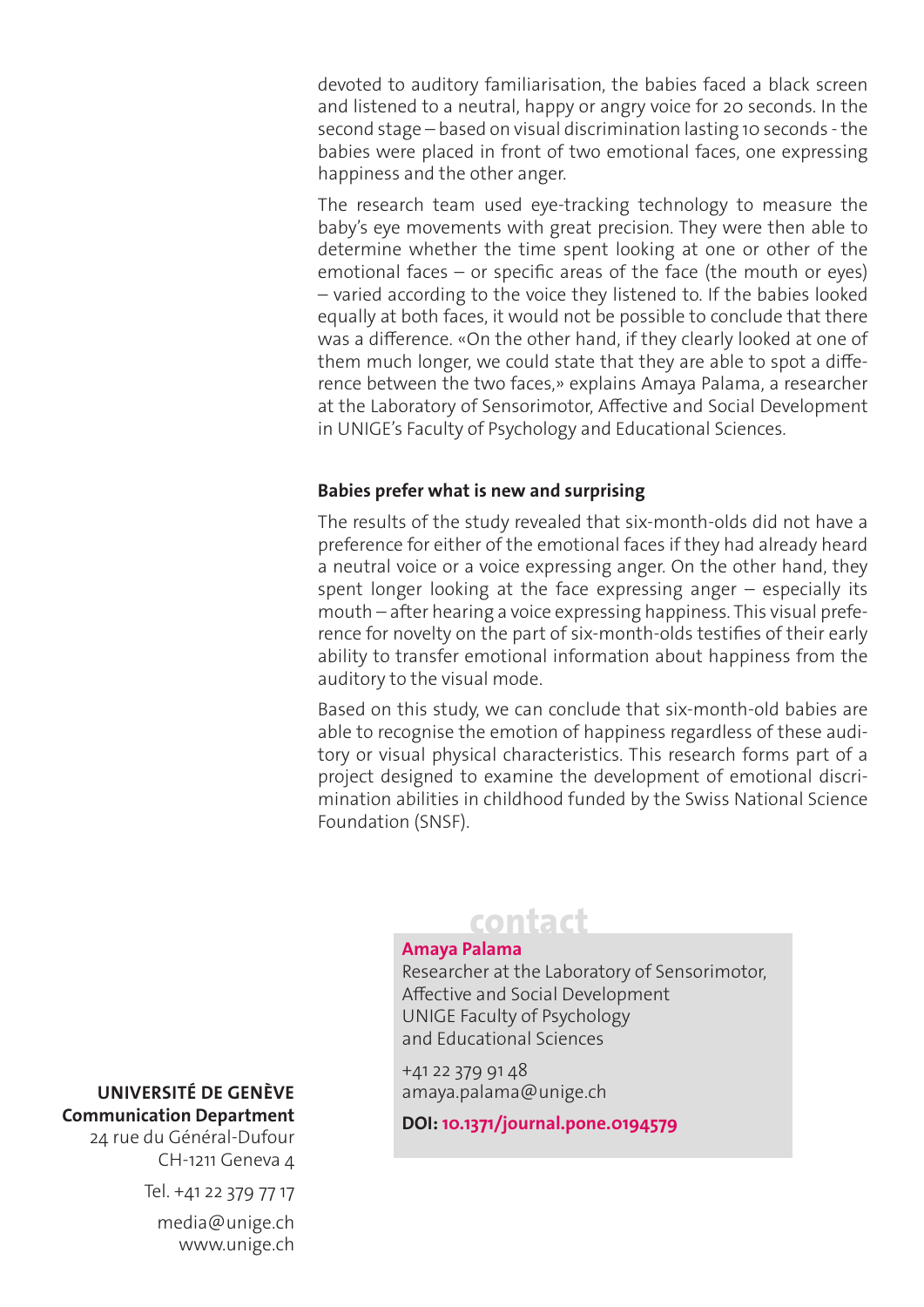devoted to auditory familiarisation, the babies faced a black screen and listened to a neutral, happy or angry voice for 20 seconds. In the second stage – based on visual discrimination lasting 10 seconds - the babies were placed in front of two emotional faces, one expressing happiness and the other anger.

The research team used eye-tracking technology to measure the baby's eye movements with great precision. They were then able to determine whether the time spent looking at one or other of the emotional faces – or specific areas of the face (the mouth or eyes) – varied according to the voice they listened to. If the babies looked equally at both faces, it would not be possible to conclude that there was a difference. «On the other hand, if they clearly looked at one of them much longer, we could state that they are able to spot a difference between the two faces,» explains Amaya Palama, a researcher at the Laboratory of Sensorimotor, Affective and Social Development in UNIGE's Faculty of Psychology and Educational Sciences.

**Babies prefer what is new and surprising**

The results of the study revealed that six-month-olds did not have a preference for either of the emotional faces if they had already heard a neutral voice or a voice expressing anger. On the other hand, they spent longer looking at the face expressing anger – especially its mouth – after hearing a voice expressing happiness. This visual preference for novelty on the part of six-month-olds testifies of their early ability to transfer emotional information about happiness from the auditory to the visual mode.

Based on this study, we can conclude that six-month-old babies are able to recognise the emotion of happiness regardless of these auditory or visual physical characteristics. This research forms part of a project designed to examine the development of emotional discrimination abilities in childhood funded by the Swiss National Science Foundation (SNSF).

## contact

**Amaya Palama**
Researcher at the Laboratory of Sensorimotor, Affective and Social Development
UNIGE Faculty of Psychology and Educational Sciences

+41 22 379 91 48
amaya.palama@unige.ch

**DOI: 10.1371/journal.pone.0194579**

**UNIVERSITÉ DE GENÈVE**
**Communication Department**
24 rue du Général-Dufour
CH-1211 Geneva 4

Tel. +41 22 379 77 17

media@unige.ch
www.unige.ch